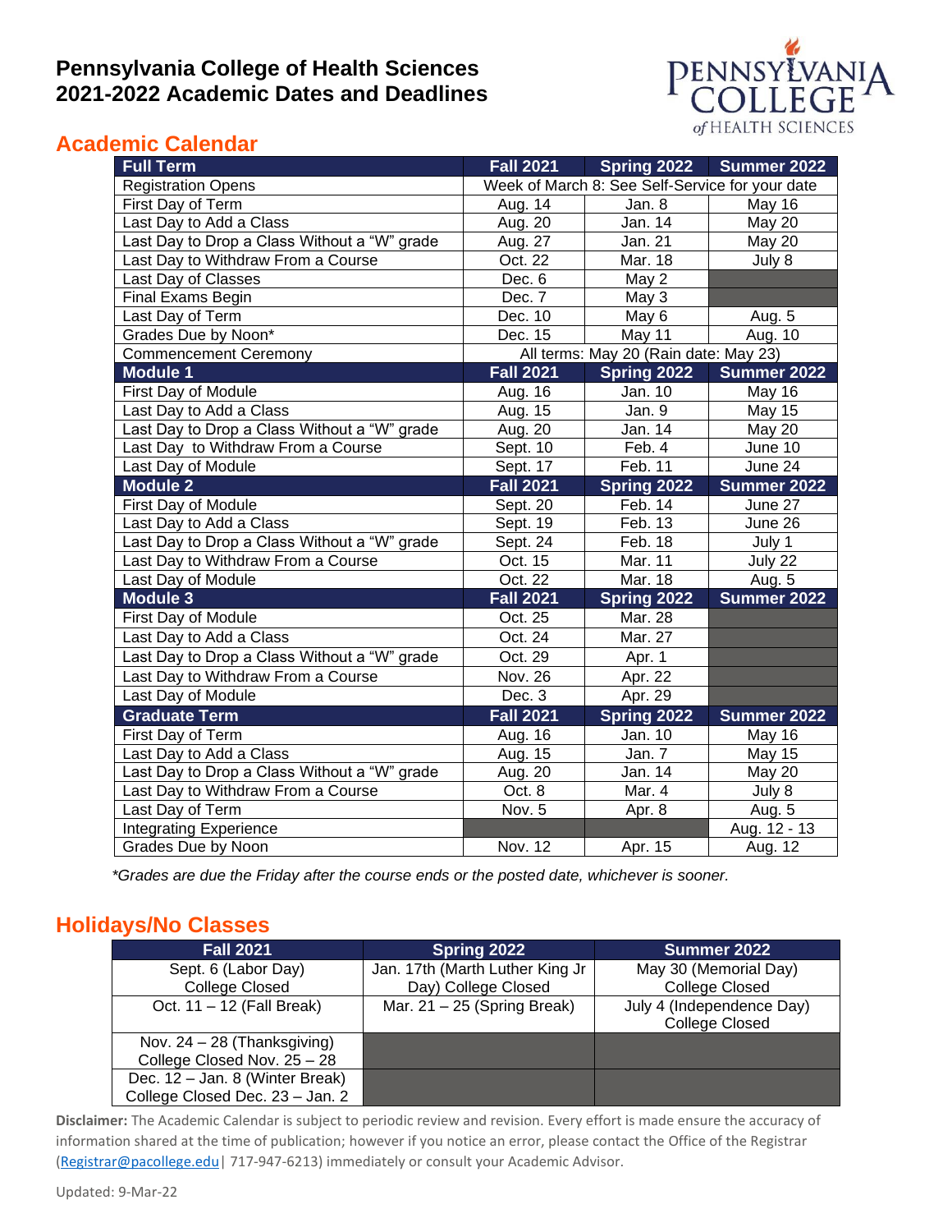# Pennsylvania College of Health Sciences
# 2021-2022 Academic Dates and Deadlines

## Academic Calendar

| Full Term | Fall 2021 | Spring 2022 | Summer 2022 |
|---|---|---|---|
| Registration Opens | Week of March 8: See Self-Service for your date | | |
| First Day of Term | Aug. 14 | Jan. 8 | May 16 |
| Last Day to Add a Class | Aug. 20 | Jan. 14 | May 20 |
| Last Day to Drop a Class Without a "W" grade | Aug. 27 | Jan. 21 | May 20 |
| Last Day to Withdraw From a Course | Oct. 22 | Mar. 18 | July 8 |
| Last Day of Classes | Dec. 6 | May 2 | |
| Final Exams Begin | Dec. 7 | May 3 | |
| Last Day of Term | Dec. 10 | May 6 | Aug. 5 |
| Grades Due by Noon* | Dec. 15 | May 11 | Aug. 10 |
| Commencement Ceremony | All terms: May 20 (Rain date: May 23) | | |
| **Module 1** | **Fall 2021** | **Spring 2022** | **Summer 2022** |
| First Day of Module | Aug. 16 | Jan. 10 | May 16 |
| Last Day to Add a Class | Aug. 15 | Jan. 9 | May 15 |
| Last Day to Drop a Class Without a "W" grade | Aug. 20 | Jan. 14 | May 20 |
| Last Day to Withdraw From a Course | Sept. 10 | Feb. 4 | June 10 |
| Last Day of Module | Sept. 17 | Feb. 11 | June 24 |
| **Module 2** | **Fall 2021** | **Spring 2022** | **Summer 2022** |
| First Day of Module | Sept. 20 | Feb. 14 | June 27 |
| Last Day to Add a Class | Sept. 19 | Feb. 13 | June 26 |
| Last Day to Drop a Class Without a "W" grade | Sept. 24 | Feb. 18 | July 1 |
| Last Day to Withdraw From a Course | Oct. 15 | Mar. 11 | July 22 |
| Last Day of Module | Oct. 22 | Mar. 18 | Aug. 5 |
| **Module 3** | **Fall 2021** | **Spring 2022** | **Summer 2022** |
| First Day of Module | Oct. 25 | Mar. 28 | |
| Last Day to Add a Class | Oct. 24 | Mar. 27 | |
| Last Day to Drop a Class Without a "W" grade | Oct. 29 | Apr. 1 | |
| Last Day to Withdraw From a Course | Nov. 26 | Apr. 22 | |
| Last Day of Module | Dec. 3 | Apr. 29 | |
| **Graduate Term** | **Fall 2021** | **Spring 2022** | **Summer 2022** |
| First Day of Term | Aug. 16 | Jan. 10 | May 16 |
| Last Day to Add a Class | Aug. 15 | Jan. 7 | May 15 |
| Last Day to Drop a Class Without a "W" grade | Aug. 20 | Jan. 14 | May 20 |
| Last Day to Withdraw From a Course | Oct. 8 | Mar. 4 | July 8 |
| Last Day of Term | Nov. 5 | Apr. 8 | Aug. 5 |
| Integrating Experience | | | Aug. 12 - 13 |
| Grades Due by Noon | Nov. 12 | Apr. 15 | Aug. 12 |

*\*Grades are due the Friday after the course ends or the posted date, whichever is sooner.*

## Holidays/No Classes

| Fall 2021 | Spring 2022 | Summer 2022 |
|---|---|---|
| Sept. 6 (Labor Day) College Closed | Jan. 17th (Marth Luther King Jr Day) College Closed | May 30 (Memorial Day) College Closed |
| Oct. 11 – 12 (Fall Break) | Mar. 21 – 25 (Spring Break) | July 4 (Independence Day) College Closed |
| Nov. 24 – 28 (Thanksgiving) College Closed Nov. 25 – 28 | | |
| Dec. 12 – Jan. 8 (Winter Break) College Closed Dec. 23 – Jan. 2 | | |

**Disclaimer:** The Academic Calendar is subject to periodic review and revision. Every effort is made ensure the accuracy of information shared at the time of publication; however if you notice an error, please contact the Office of the Registrar (Registrar@pacollege.edu| 717-947-6213) immediately or consult your Academic Advisor.

Updated: 9-Mar-22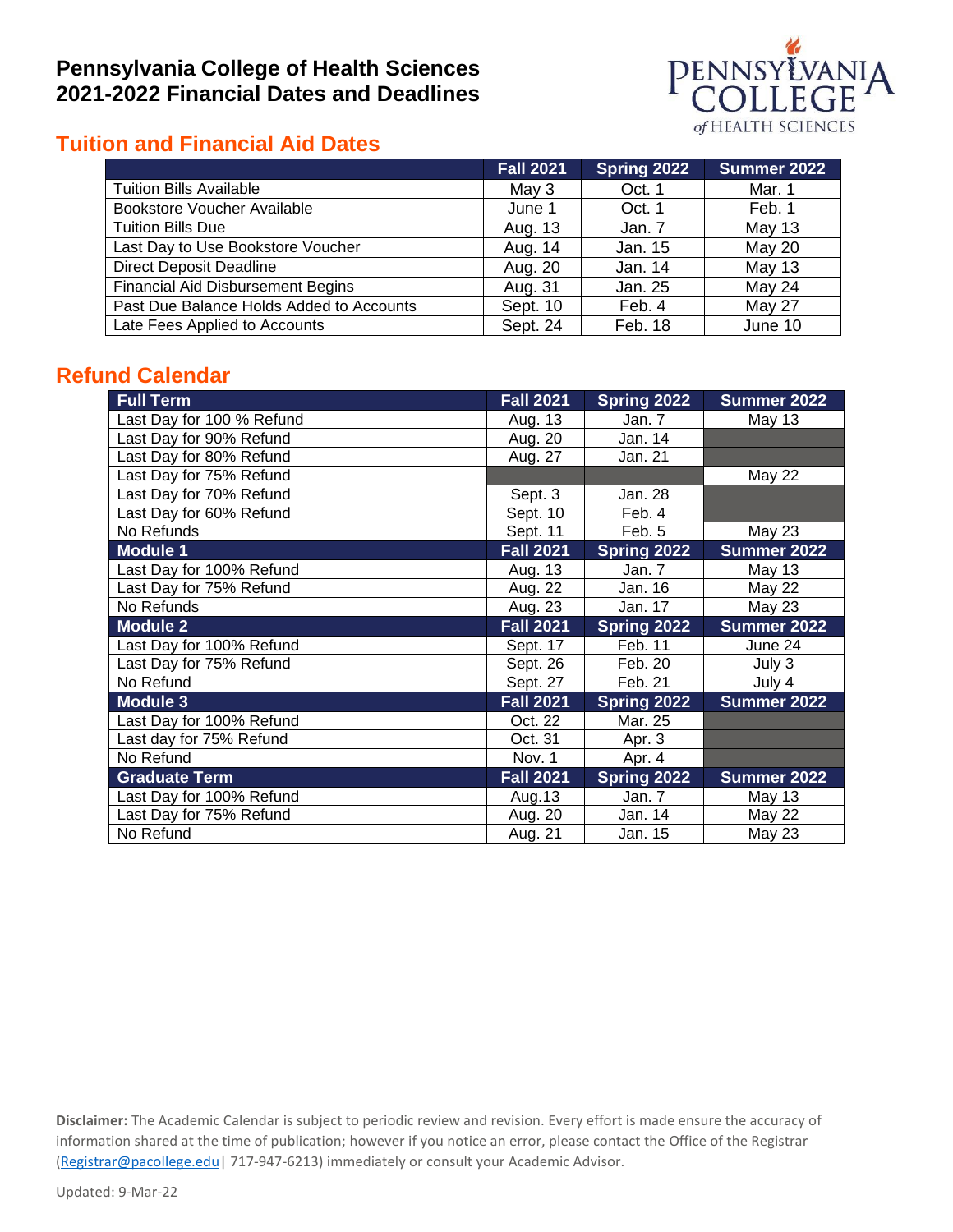# Pennsylvania College of Health Sciences
# 2021-2022 Financial Dates and Deadlines

## Tuition and Financial Aid Dates

| | Fall 2021 | Spring 2022 | Summer 2022 |
|---|---|---|---|
| Tuition Bills Available | May 3 | Oct. 1 | Mar. 1 |
| Bookstore Voucher Available | June 1 | Oct. 1 | Feb. 1 |
| Tuition Bills Due | Aug. 13 | Jan. 7 | May 13 |
| Last Day to Use Bookstore Voucher | Aug. 14 | Jan. 15 | May 20 |
| Direct Deposit Deadline | Aug. 20 | Jan. 14 | May 13 |
| Financial Aid Disbursement Begins | Aug. 31 | Jan. 25 | May 24 |
| Past Due Balance Holds Added to Accounts | Sept. 10 | Feb. 4 | May 27 |
| Late Fees Applied to Accounts | Sept. 24 | Feb. 18 | June 10 |

## Refund Calendar

| Full Term | Fall 2021 | Spring 2022 | Summer 2022 |
|---|---|---|---|
| Last Day for 100 % Refund | Aug. 13 | Jan. 7 | May 13 |
| Last Day for 90% Refund | Aug. 20 | Jan. 14 | |
| Last Day for 80% Refund | Aug. 27 | Jan. 21 | |
| Last Day for 75% Refund | | | May 22 |
| Last Day for 70% Refund | Sept. 3 | Jan. 28 | |
| Last Day for 60% Refund | Sept. 10 | Feb. 4 | |
| No Refunds | Sept. 11 | Feb. 5 | May 23 |
| **Module 1** | **Fall 2021** | **Spring 2022** | **Summer 2022** |
| Last Day for 100% Refund | Aug. 13 | Jan. 7 | May 13 |
| Last Day for 75% Refund | Aug. 22 | Jan. 16 | May 22 |
| No Refunds | Aug. 23 | Jan. 17 | May 23 |
| **Module 2** | **Fall 2021** | **Spring 2022** | **Summer 2022** |
| Last Day for 100% Refund | Sept. 17 | Feb. 11 | June 24 |
| Last Day for 75% Refund | Sept. 26 | Feb. 20 | July 3 |
| No Refund | Sept. 27 | Feb. 21 | July 4 |
| **Module 3** | **Fall 2021** | **Spring 2022** | **Summer 2022** |
| Last Day for 100% Refund | Oct. 22 | Mar. 25 | |
| Last day for 75% Refund | Oct. 31 | Apr. 3 | |
| No Refund | Nov. 1 | Apr. 4 | |
| **Graduate Term** | **Fall 2021** | **Spring 2022** | **Summer 2022** |
| Last Day for 100% Refund | Aug.13 | Jan. 7 | May 13 |
| Last Day for 75% Refund | Aug. 20 | Jan. 14 | May 22 |
| No Refund | Aug. 21 | Jan. 15 | May 23 |

**Disclaimer:** The Academic Calendar is subject to periodic review and revision. Every effort is made ensure the accuracy of information shared at the time of publication; however if you notice an error, please contact the Office of the Registrar (Registrar@pacollege.edu| 717-947-6213) immediately or consult your Academic Advisor.

Updated: 9-Mar-22